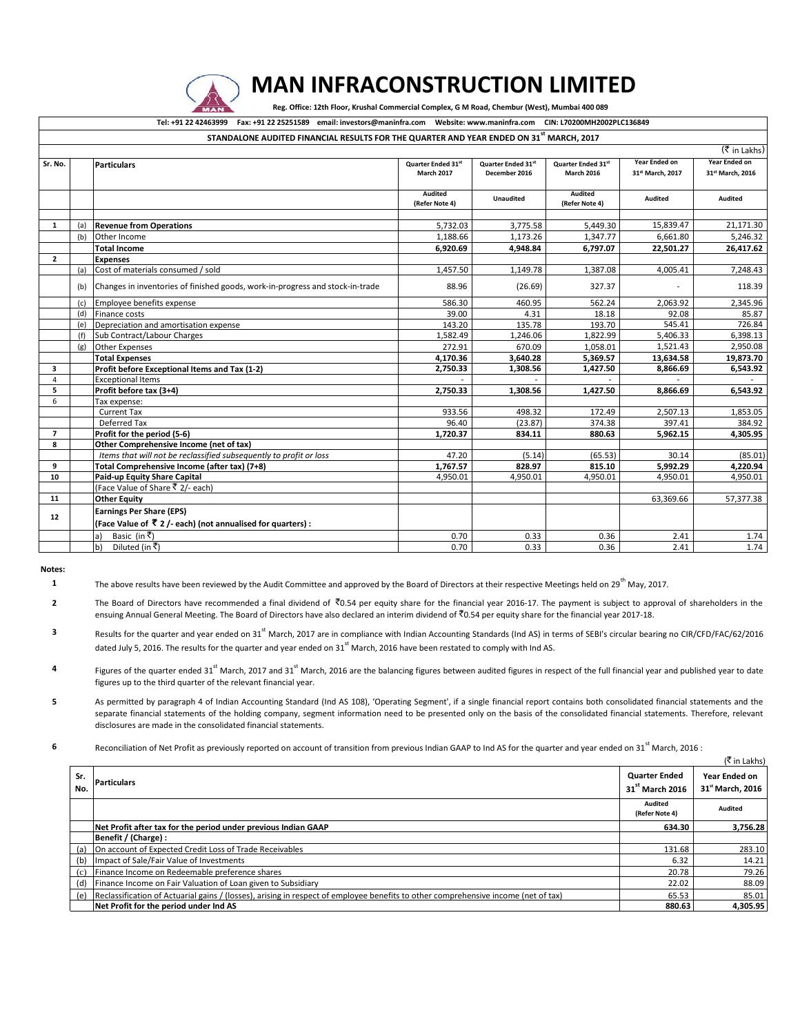# MAN INFRACONSTRUCTION LIMITED

**Reg. Office: 12th Floor, Krushal Commercial Complex, G M Road, Chembur (West), Mumbai 400 089**

**Tel: +91 22 42463999 Fax: +91 22 25251589 email: investors@maninfra.com Website: www.maninfra.com CIN: L70200MH2002PLC136849**

## STANDALONE AUDITED FINANCIAL RESULTS FOR THE QUARTER AND YEAR ENDED ON 31st MARCH, 2017

(₹ in Lakhs)

| Sr. No. | | Particulars | Quarter Ended 31st March 2017 | Quarter Ended 31st December 2016 | Quarter Ended 31st March 2016 | Year Ended on 31st March, 2017 | Year Ended on 31st March, 2016 |
|---|---|---|---|---|---|---|---|
| | | | Audited (Refer Note 4) | Unaudited | Audited (Refer Note 4) | Audited | Audited |
| 1 | (a) | **Revenue from Operations** | 5,732.03 | 3,775.58 | 5,449.30 | 15,839.47 | 21,171.30 |
| | (b) | Other Income | 1,188.66 | 1,173.26 | 1,347.77 | 6,661.80 | 5,246.32 |
| | | **Total Income** | **6,920.69** | **4,948.84** | **6,797.07** | **22,501.27** | **26,417.62** |
| 2 | | **Expenses** | | | | | |
| | (a) | Cost of materials consumed / sold | 1,457.50 | 1,149.78 | 1,387.08 | 4,005.41 | 7,248.43 |
| | (b) | Changes in inventories of finished goods, work-in-progress and stock-in-trade | 88.96 | (26.69) | 327.37 | - | 118.39 |
| | (c) | Employee benefits expense | 586.30 | 460.95 | 562.24 | 2,063.92 | 2,345.96 |
| | (d) | Finance costs | 39.00 | 4.31 | 18.18 | 92.08 | 85.87 |
| | (e) | Depreciation and amortisation expense | 143.20 | 135.78 | 193.70 | 545.41 | 726.84 |
| | (f) | Sub Contract/Labour Charges | 1,582.49 | 1,246.06 | 1,822.99 | 5,406.33 | 6,398.13 |
| | (g) | Other Expenses | 272.91 | 670.09 | 1,058.01 | 1,521.43 | 2,950.08 |
| | | **Total Expenses** | **4,170.36** | **3,640.28** | **5,369.57** | **13,634.58** | **19,873.70** |
| 3 | | **Profit before Exceptional Items and Tax (1-2)** | **2,750.33** | **1,308.56** | **1,427.50** | **8,866.69** | **6,543.92** |
| 4 | | Exceptional Items | - | - | - | - | - |
| 5 | | **Profit before tax (3+4)** | **2,750.33** | **1,308.56** | **1,427.50** | **8,866.69** | **6,543.92** |
| 6 | | Tax expense: | | | | | |
| | | Current Tax | 933.56 | 498.32 | 172.49 | 2,507.13 | 1,853.05 |
| | | Deferred Tax | 96.40 | (23.87) | 374.38 | 397.41 | 384.92 |
| 7 | | **Profit for the period (5-6)** | **1,720.37** | **834.11** | **880.63** | **5,962.15** | **4,305.95** |
| 8 | | **Other Comprehensive Income (net of tax)** | | | | | |
| | | *Items that will not be reclassified subsequently to profit or loss* | 47.20 | (5.14) | (65.53) | 30.14 | (85.01) |
| 9 | | **Total Comprehensive Income (after tax) (7+8)** | **1,767.57** | **828.97** | **815.10** | **5,992.29** | **4,220.94** |
| 10 | | **Paid-up Equity Share Capital** | 4,950.01 | 4,950.01 | 4,950.01 | 4,950.01 | 4,950.01 |
| | | (Face Value of Share ₹ 2/- each) | | | | | |
| 11 | | **Other Equity** | | | | 63,369.66 | 57,377.38 |
| 12 | | **Earnings Per Share (EPS)** **(Face Value of ₹ 2 /- each) (not annualised for quarters) :** | | | | | |
| | | a) Basic (in ₹) | 0.70 | 0.33 | 0.36 | 2.41 | 1.74 |
| | | b) Diluted (in ₹) | 0.70 | 0.33 | 0.36 | 2.41 | 1.74 |

**Notes:**

1. The above results have been reviewed by the Audit Committee and approved by the Board of Directors at their respective Meetings held on 29th May, 2017.

2. The Board of Directors have recommended a final dividend of ₹0.54 per equity share for the financial year 2016-17. The payment is subject to approval of shareholders in the ensuing Annual General Meeting. The Board of Directors have also declared an interim dividend of ₹0.54 per equity share for the financial year 2017-18.

3. Results for the quarter and year ended on 31st March, 2017 are in compliance with Indian Accounting Standards (Ind AS) in terms of SEBI's circular bearing no CIR/CFD/FAC/62/2016 dated July 5, 2016. The results for the quarter and year ended on 31st March, 2016 have been restated to comply with Ind AS.

4. Figures of the quarter ended 31st March, 2017 and 31st March, 2016 are the balancing figures between audited figures in respect of the full financial year and published year to date figures up to the third quarter of the relevant financial year.

5. As permitted by paragraph 4 of Indian Accounting Standard (Ind AS 108), 'Operating Segment', if a single financial report contains both consolidated financial statements and the separate financial statements of the holding company, segment information need to be presented only on the basis of the consolidated financial statements. Therefore, relevant disclosures are made in the consolidated financial statements.

6. Reconciliation of Net Profit as previously reported on account of transition from previous Indian GAAP to Ind AS for the quarter and year ended on 31st March, 2016 :

(₹ in Lakhs)

| Sr. No. | Particulars | Quarter Ended 31st March 2016 | Year Ended on 31st March, 2016 |
|---|---|---|---|
| | | Audited (Refer Note 4) | Audited |
| | **Net Profit after tax for the period under previous Indian GAAP** | **634.30** | **3,756.28** |
| | **Benefit / (Charge) :** | | |
| (a) | On account of Expected Credit Loss of Trade Receivables | 131.68 | 283.10 |
| (b) | Impact of Sale/Fair Value of Investments | 6.32 | 14.21 |
| (c) | Finance Income on Redeemable preference shares | 20.78 | 79.26 |
| (d) | Finance Income on Fair Valuation of Loan given to Subsidiary | 22.02 | 88.09 |
| (e) | Reclassification of Actuarial gains / (losses), arising in respect of employee benefits to other comprehensive income (net of tax) | 65.53 | 85.01 |
| | **Net Profit for the period under Ind AS** | **880.63** | **4,305.95** |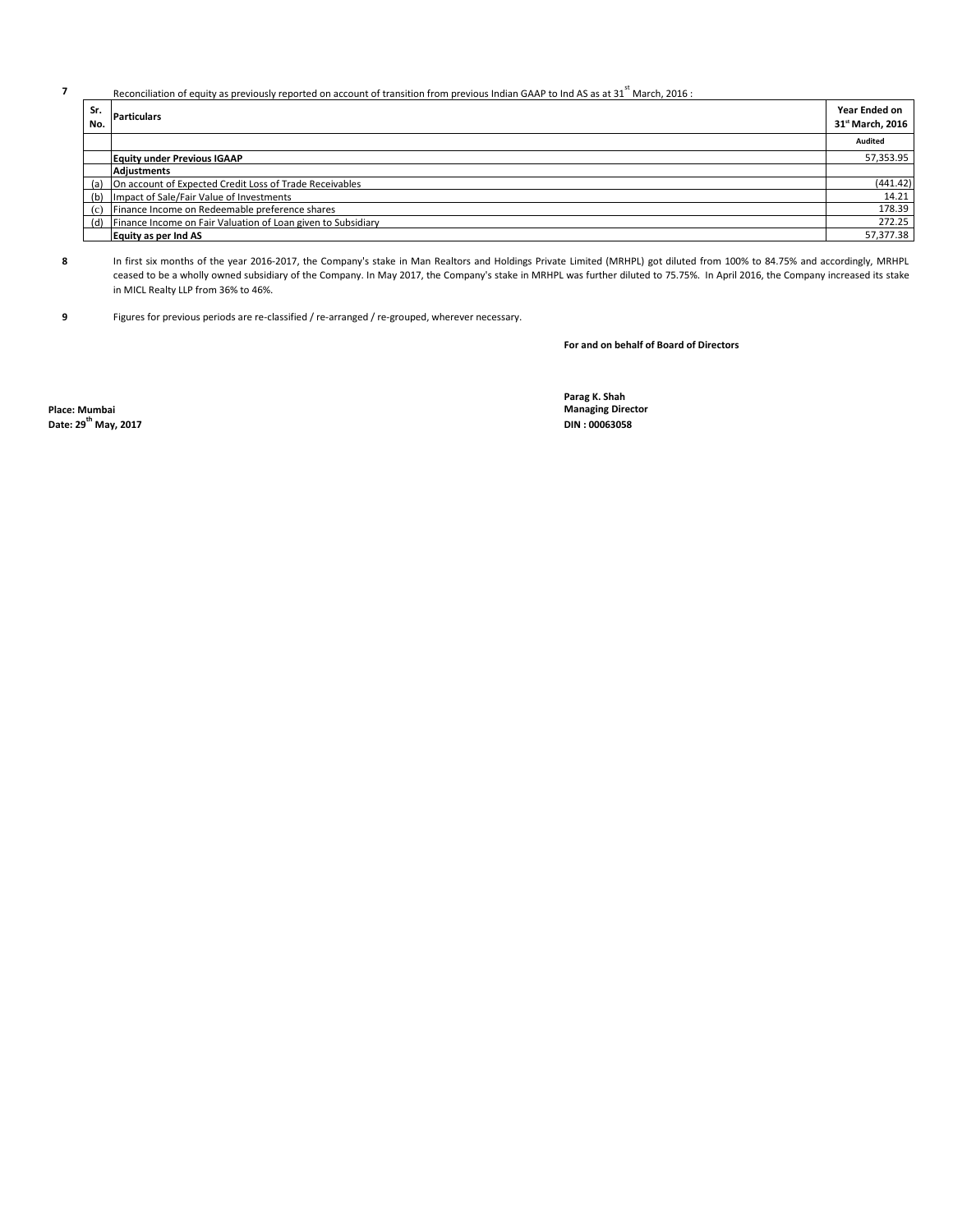7 Reconciliation of equity as previously reported on account of transition from previous Indian GAAP to Ind AS as at 31st March, 2016 :

| Sr. No. | Particulars | Year Ended on 31st March, 2016 |
|---|---|---|
| | | Audited |
| | **Equity under Previous IGAAP** | 57,353.95 |
| | **Adjustments** | |
| (a) | On account of Expected Credit Loss of Trade Receivables | (441.42) |
| (b) | Impact of Sale/Fair Value of Investments | 14.21 |
| (c) | Finance Income on Redeemable preference shares | 178.39 |
| (d) | Finance Income on Fair Valuation of Loan given to Subsidiary | 272.25 |
| | **Equity as per Ind AS** | 57,377.38 |

8 In first six months of the year 2016-2017, the Company's stake in Man Realtors and Holdings Private Limited (MRHPL) got diluted from 100% to 84.75% and accordingly, MRHPL ceased to be a wholly owned subsidiary of the Company. In May 2017, the Company's stake in MRHPL was further diluted to 75.75%. In April 2016, the Company increased its stake in MICL Realty LLP from 36% to 46%.

9 Figures for previous periods are re-classified / re-arranged / re-grouped, wherever necessary.

**For and on behalf of Board of Directors**

**Parag K. Shah**
**Managing Director**
**DIN : 00063058**

**Place: Mumbai**
**Date: 29th May, 2017**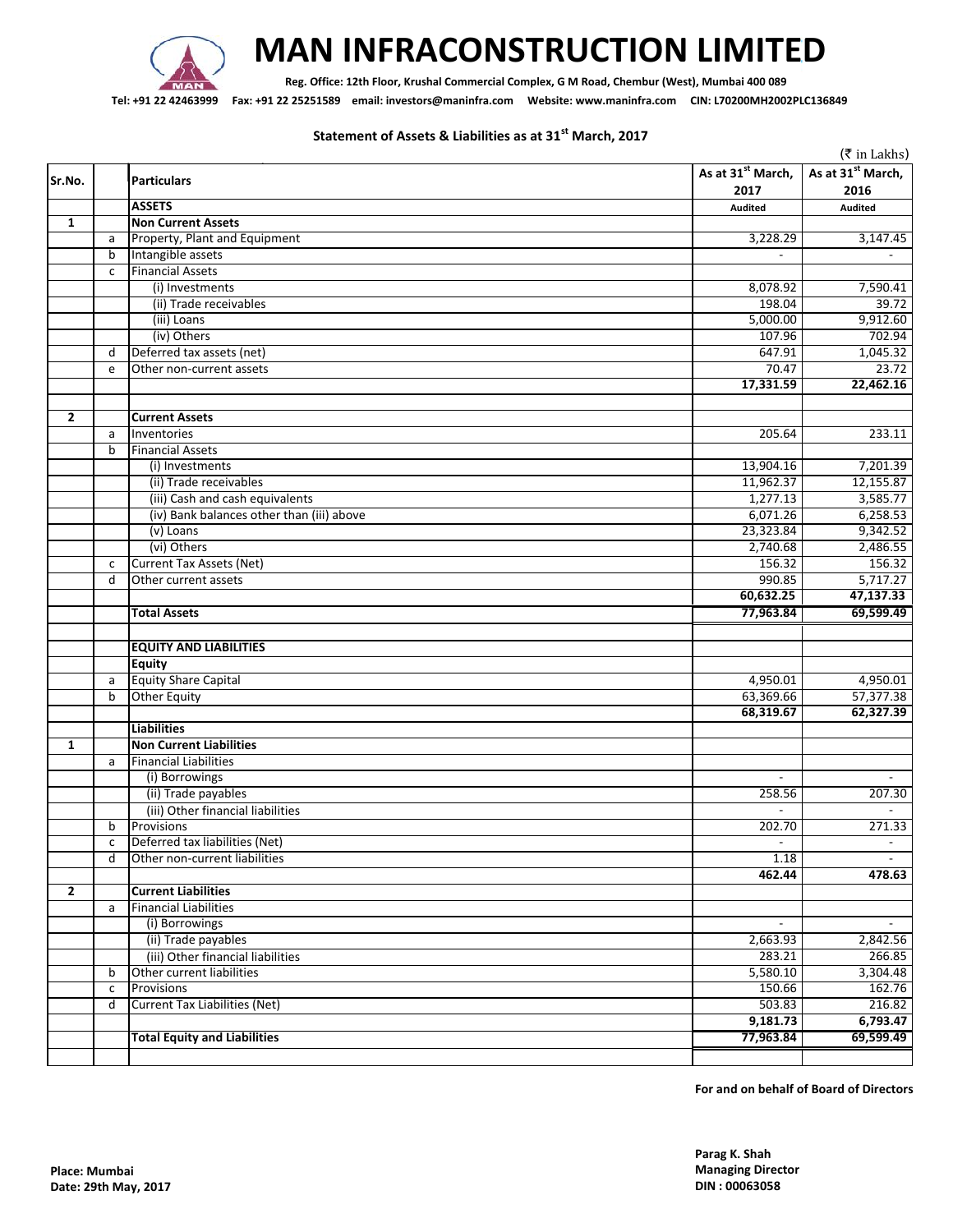# MAN INFRACONSTRUCTION LIMITED

**Reg. Office: 12th Floor, Krushal Commercial Complex, G M Road, Chembur (West), Mumbai 400 089**

**Tel: +91 22 42463999 Fax: +91 22 25251589 email: investors@maninfra.com Website: www.maninfra.com CIN: L70200MH2002PLC136849**

## Statement of Assets & Liabilities as at 31st March, 2017

(₹ in Lakhs)

| Sr.No. | | Particulars | As at 31st March, 2017 | As at 31st March, 2016 |
|---|---|---|---|---|
| | | **ASSETS** | **Audited** | **Audited** |
| **1** | | **Non Current Assets** | | |
| | a | Property, Plant and Equipment | 3,228.29 | 3,147.45 |
| | b | Intangible assets | - | - |
| | c | Financial Assets | | |
| | | (i) Investments | 8,078.92 | 7,590.41 |
| | | (ii) Trade receivables | 198.04 | 39.72 |
| | | (iii) Loans | 5,000.00 | 9,912.60 |
| | | (iv) Others | 107.96 | 702.94 |
| | d | Deferred tax assets (net) | 647.91 | 1,045.32 |
| | e | Other non-current assets | 70.47 | 23.72 |
| | | | **17,331.59** | **22,462.16** |
| | | | | |
| **2** | | **Current Assets** | | |
| | a | Inventories | 205.64 | 233.11 |
| | b | Financial Assets | | |
| | | (i) Investments | 13,904.16 | 7,201.39 |
| | | (ii) Trade receivables | 11,962.37 | 12,155.87 |
| | | (iii) Cash and cash equivalents | 1,277.13 | 3,585.77 |
| | | (iv) Bank balances other than (iii) above | 6,071.26 | 6,258.53 |
| | | (v) Loans | 23,323.84 | 9,342.52 |
| | | (vi) Others | 2,740.68 | 2,486.55 |
| | c | Current Tax Assets (Net) | 156.32 | 156.32 |
| | d | Other current assets | 990.85 | 5,717.27 |
| | | | **60,632.25** | **47,137.33** |
| | | **Total Assets** | **77,963.84** | **69,599.49** |
| | | | | |
| | | **EQUITY AND LIABILITIES** | | |
| | | **Equity** | | |
| | a | Equity Share Capital | 4,950.01 | 4,950.01 |
| | b | Other Equity | 63,369.66 | 57,377.38 |
| | | | **68,319.67** | **62,327.39** |
| | | **Liabilities** | | |
| **1** | | **Non Current Liabilities** | | |
| | a | Financial Liabilities | | |
| | | (i) Borrowings | - | - |
| | | (ii) Trade payables | 258.56 | 207.30 |
| | | (iii) Other financial liabilities | - | - |
| | b | Provisions | 202.70 | 271.33 |
| | c | Deferred tax liabilities (Net) | - | - |
| | d | Other non-current liabilities | 1.18 | - |
| | | | **462.44** | **478.63** |
| **2** | | **Current Liabilities** | | |
| | a | Financial Liabilities | | |
| | | (i) Borrowings | - | - |
| | | (ii) Trade payables | 2,663.93 | 2,842.56 |
| | | (iii) Other financial liabilities | 283.21 | 266.85 |
| | b | Other current liabilities | 5,580.10 | 3,304.48 |
| | c | Provisions | 150.66 | 162.76 |
| | d | Current Tax Liabilities (Net) | 503.83 | 216.82 |
| | | | **9,181.73** | **6,793.47** |
| | | **Total Equity and Liabilities** | **77,963.84** | **69,599.49** |

**For and on behalf of Board of Directors**

**Parag K. Shah**
**Managing Director**
**DIN : 00063058**

**Place: Mumbai**
**Date: 29th May, 2017**